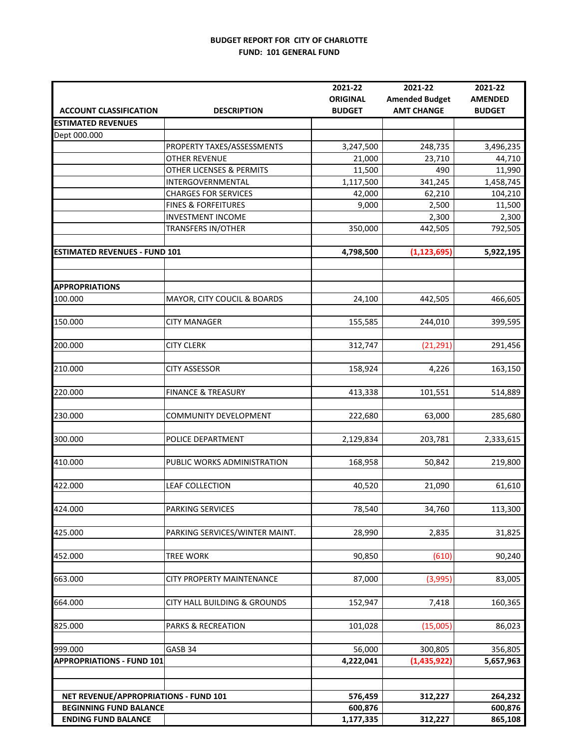**BUDGET REPORT FOR CITY OF CHARLOTTE**
**FUND: 101 GENERAL FUND**

| ACCOUNT CLASSIFICATION | DESCRIPTION | 2021-22 ORIGINAL BUDGET | 2021-22 Amended Budget AMT CHANGE | 2021-22 AMENDED BUDGET |
|---|---|---|---|---|
| **ESTIMATED REVENUES** | | | | |
| Dept 000.000 | | | | |
| | PROPERTY TAXES/ASSESSMENTS | 3,247,500 | 248,735 | 3,496,235 |
| | OTHER REVENUE | 21,000 | 23,710 | 44,710 |
| | OTHER LICENSES & PERMITS | 11,500 | 490 | 11,990 |
| | INTERGOVERNMENTAL | 1,117,500 | 341,245 | 1,458,745 |
| | CHARGES FOR SERVICES | 42,000 | 62,210 | 104,210 |
| | FINES & FORFEITURES | 9,000 | 2,500 | 11,500 |
| | INVESTMENT INCOME | | 2,300 | 2,300 |
| | TRANSFERS IN/OTHER | 350,000 | 442,505 | 792,505 |
| **ESTIMATED REVENUES - FUND 101** | | **4,798,500** | **(1,123,695)** | **5,922,195** |
| **APPROPRIATIONS** | | | | |
| 100.000 | MAYOR, CITY COUCIL & BOARDS | 24,100 | 442,505 | 466,605 |
| 150.000 | CITY MANAGER | 155,585 | 244,010 | 399,595 |
| 200.000 | CITY CLERK | 312,747 | (21,291) | 291,456 |
| 210.000 | CITY ASSESSOR | 158,924 | 4,226 | 163,150 |
| 220.000 | FINANCE & TREASURY | 413,338 | 101,551 | 514,889 |
| 230.000 | COMMUNITY DEVELOPMENT | 222,680 | 63,000 | 285,680 |
| 300.000 | POLICE DEPARTMENT | 2,129,834 | 203,781 | 2,333,615 |
| 410.000 | PUBLIC WORKS ADMINISTRATION | 168,958 | 50,842 | 219,800 |
| 422.000 | LEAF COLLECTION | 40,520 | 21,090 | 61,610 |
| 424.000 | PARKING SERVICES | 78,540 | 34,760 | 113,300 |
| 425.000 | PARKING SERVICES/WINTER MAINT. | 28,990 | 2,835 | 31,825 |
| 452.000 | TREE WORK | 90,850 | (610) | 90,240 |
| 663.000 | CITY PROPERTY MAINTENANCE | 87,000 | (3,995) | 83,005 |
| 664.000 | CITY HALL BUILDING & GROUNDS | 152,947 | 7,418 | 160,365 |
| 825.000 | PARKS & RECREATION | 101,028 | (15,005) | 86,023 |
| 999.000 | GASB 34 | 56,000 | 300,805 | 356,805 |
| **APPROPRIATIONS - FUND 101** | | **4,222,041** | **(1,435,922)** | **5,657,963** |
| **NET REVENUE/APPROPRIATIONS - FUND 101** | | **576,459** | **312,227** | **264,232** |
| **BEGINNING FUND BALANCE** | | **600,876** | | **600,876** |
| **ENDING FUND BALANCE** | | **1,177,335** | **312,227** | **865,108** |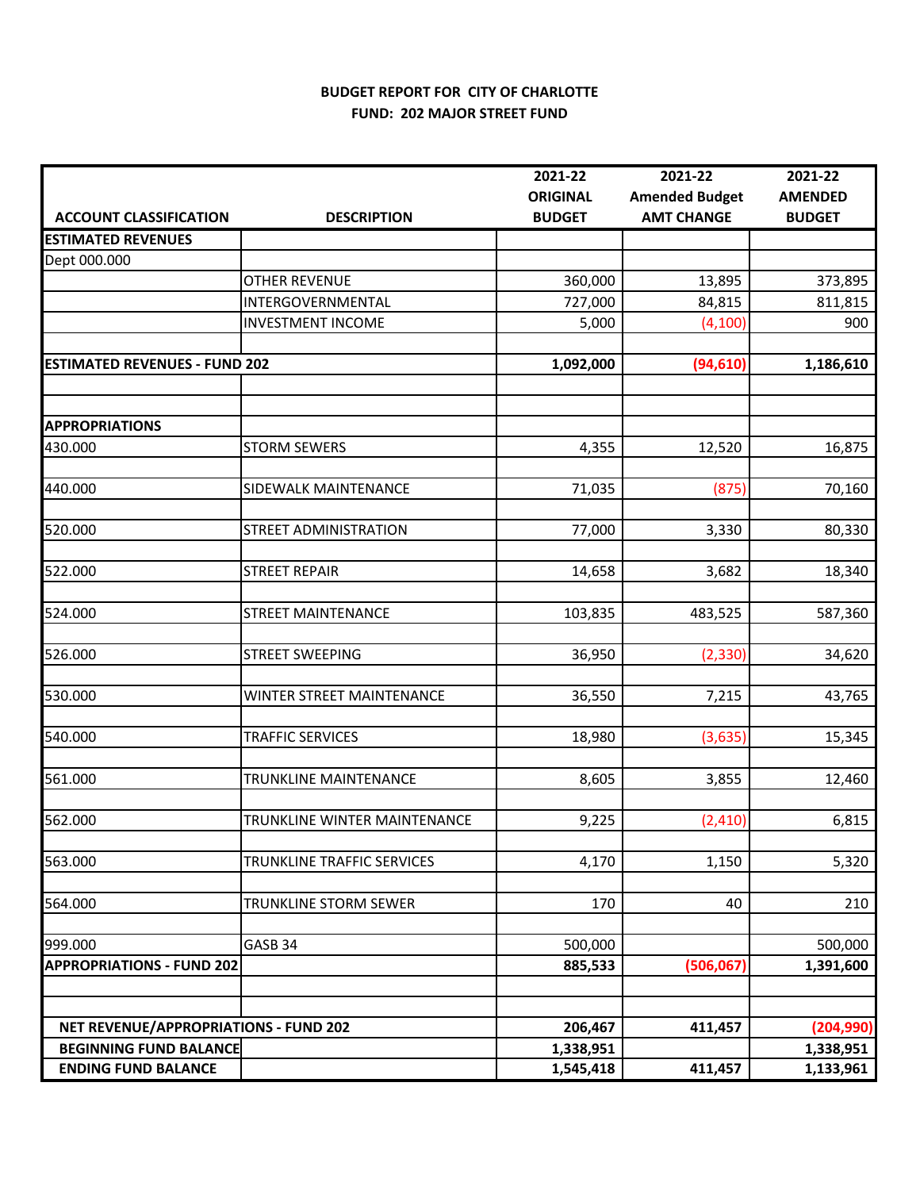**BUDGET REPORT FOR CITY OF CHARLOTTE**
**FUND: 202 MAJOR STREET FUND**

| ACCOUNT CLASSIFICATION | DESCRIPTION | 2021-22 ORIGINAL BUDGET | 2021-22 Amended Budget AMT CHANGE | 2021-22 AMENDED BUDGET |
|---|---|---|---|---|
| **ESTIMATED REVENUES** | | | | |
| Dept 000.000 | | | | |
| | OTHER REVENUE | 360,000 | 13,895 | 373,895 |
| | INTERGOVERNMENTAL | 727,000 | 84,815 | 811,815 |
| | INVESTMENT INCOME | 5,000 | (4,100) | 900 |
| **ESTIMATED REVENUES - FUND 202** | | **1,092,000** | **(94,610)** | **1,186,610** |
| **APPROPRIATIONS** | | | | |
| 430.000 | STORM SEWERS | 4,355 | 12,520 | 16,875 |
| 440.000 | SIDEWALK MAINTENANCE | 71,035 | (875) | 70,160 |
| 520.000 | STREET ADMINISTRATION | 77,000 | 3,330 | 80,330 |
| 522.000 | STREET REPAIR | 14,658 | 3,682 | 18,340 |
| 524.000 | STREET MAINTENANCE | 103,835 | 483,525 | 587,360 |
| 526.000 | STREET SWEEPING | 36,950 | (2,330) | 34,620 |
| 530.000 | WINTER STREET MAINTENANCE | 36,550 | 7,215 | 43,765 |
| 540.000 | TRAFFIC SERVICES | 18,980 | (3,635) | 15,345 |
| 561.000 | TRUNKLINE MAINTENANCE | 8,605 | 3,855 | 12,460 |
| 562.000 | TRUNKLINE WINTER MAINTENANCE | 9,225 | (2,410) | 6,815 |
| 563.000 | TRUNKLINE TRAFFIC SERVICES | 4,170 | 1,150 | 5,320 |
| 564.000 | TRUNKLINE STORM SEWER | 170 | 40 | 210 |
| 999.000 | GASB 34 | 500,000 | | 500,000 |
| **APPROPRIATIONS - FUND 202** | | **885,533** | **(506,067)** | **1,391,600** |
| **NET REVENUE/APPROPRIATIONS - FUND 202** | | **206,467** | **411,457** | **(204,990)** |
| **BEGINNING FUND BALANCE** | | **1,338,951** | | **1,338,951** |
| **ENDING FUND BALANCE** | | **1,545,418** | **411,457** | **1,133,961** |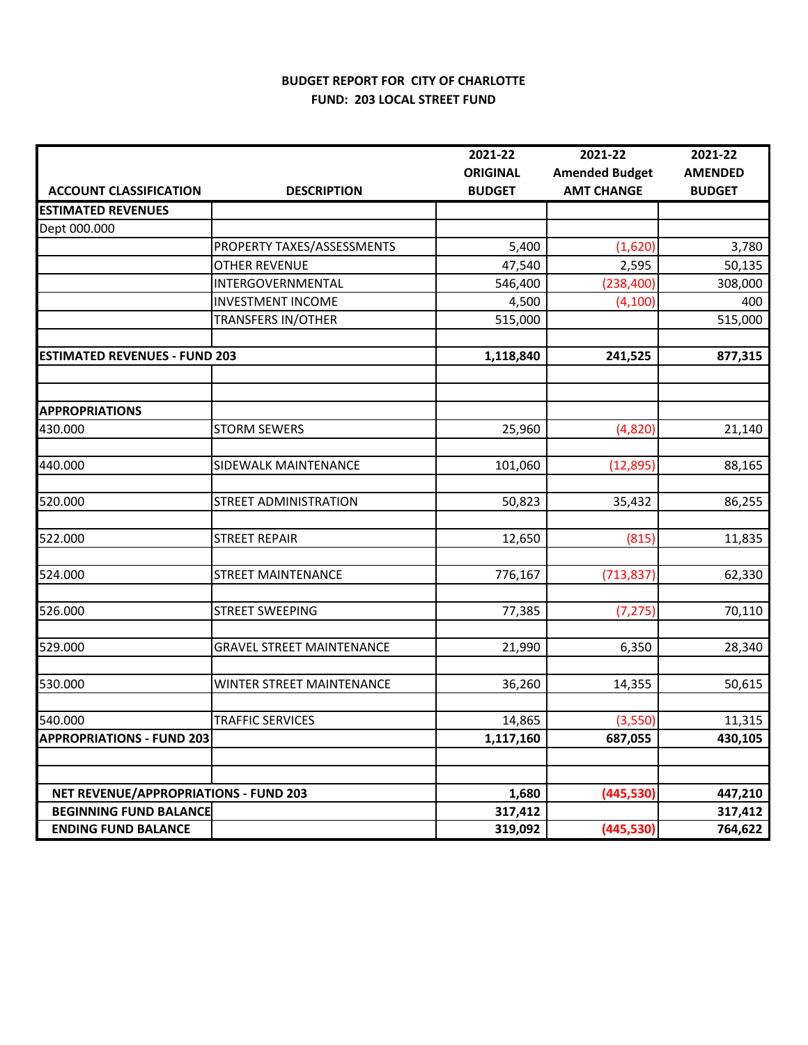**BUDGET REPORT FOR CITY OF CHARLOTTE**
**FUND: 203 LOCAL STREET FUND**

| ACCOUNT CLASSIFICATION | DESCRIPTION | 2021-22 ORIGINAL BUDGET | 2021-22 Amended Budget AMT CHANGE | 2021-22 AMENDED BUDGET |
|---|---|---|---|---|
| **ESTIMATED REVENUES** | | | | |
| Dept 000.000 | | | | |
| | PROPERTY TAXES/ASSESSMENTS | 5,400 | (1,620) | 3,780 |
| | OTHER REVENUE | 47,540 | 2,595 | 50,135 |
| | INTERGOVERNMENTAL | 546,400 | (238,400) | 308,000 |
| | INVESTMENT INCOME | 4,500 | (4,100) | 400 |
| | TRANSFERS IN/OTHER | 515,000 | | 515,000 |
| | | | | |
| **ESTIMATED REVENUES - FUND 203** | | **1,118,840** | **241,525** | **877,315** |
| | | | | |
| **APPROPRIATIONS** | | | | |
| 430.000 | STORM SEWERS | 25,960 | (4,820) | 21,140 |
| 440.000 | SIDEWALK MAINTENANCE | 101,060 | (12,895) | 88,165 |
| 520.000 | STREET ADMINISTRATION | 50,823 | 35,432 | 86,255 |
| 522.000 | STREET REPAIR | 12,650 | (815) | 11,835 |
| 524.000 | STREET MAINTENANCE | 776,167 | (713,837) | 62,330 |
| 526.000 | STREET SWEEPING | 77,385 | (7,275) | 70,110 |
| 529.000 | GRAVEL STREET MAINTENANCE | 21,990 | 6,350 | 28,340 |
| 530.000 | WINTER STREET MAINTENANCE | 36,260 | 14,355 | 50,615 |
| 540.000 | TRAFFIC SERVICES | 14,865 | (3,550) | 11,315 |
| **APPROPRIATIONS - FUND 203** | | **1,117,160** | **687,055** | **430,105** |
| | | | | |
| **NET REVENUE/APPROPRIATIONS - FUND 203** | | **1,680** | **(445,530)** | **447,210** |
| **BEGINNING FUND BALANCE** | | **317,412** | | **317,412** |
| **ENDING FUND BALANCE** | | **319,092** | **(445,530)** | **764,622** |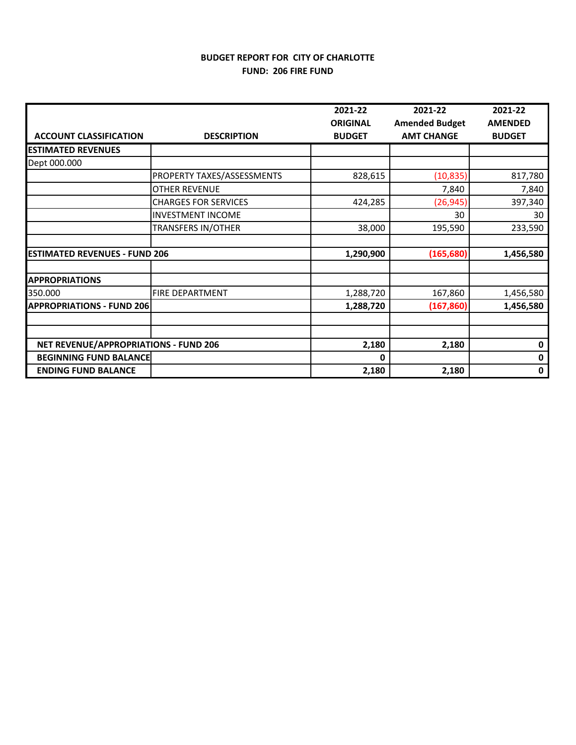**BUDGET REPORT FOR CITY OF CHARLOTTE**
**FUND: 206 FIRE FUND**

| ACCOUNT CLASSIFICATION | DESCRIPTION | 2021-22 ORIGINAL BUDGET | 2021-22 Amended Budget AMT CHANGE | 2021-22 AMENDED BUDGET |
|---|---|---|---|---|
| **ESTIMATED REVENUES** | | | | |
| Dept 000.000 | | | | |
| | PROPERTY TAXES/ASSESSMENTS | 828,615 | (10,835) | 817,780 |
| | OTHER REVENUE | | 7,840 | 7,840 |
| | CHARGES FOR SERVICES | 424,285 | (26,945) | 397,340 |
| | INVESTMENT INCOME | | 30 | 30 |
| | TRANSFERS IN/OTHER | 38,000 | 195,590 | 233,590 |
| | | | | |
| **ESTIMATED REVENUES - FUND 206** | | **1,290,900** | **(165,680)** | **1,456,580** |
| | | | | |
| **APPROPRIATIONS** | | | | |
| 350.000 | FIRE DEPARTMENT | 1,288,720 | 167,860 | 1,456,580 |
| **APPROPRIATIONS - FUND 206** | | **1,288,720** | **(167,860)** | **1,456,580** |
| | | | | |
| | | | | |
| **NET REVENUE/APPROPRIATIONS - FUND 206** | | **2,180** | **2,180** | **0** |
| **BEGINNING FUND BALANCE** | | **0** | | **0** |
| **ENDING FUND BALANCE** | | **2,180** | **2,180** | **0** |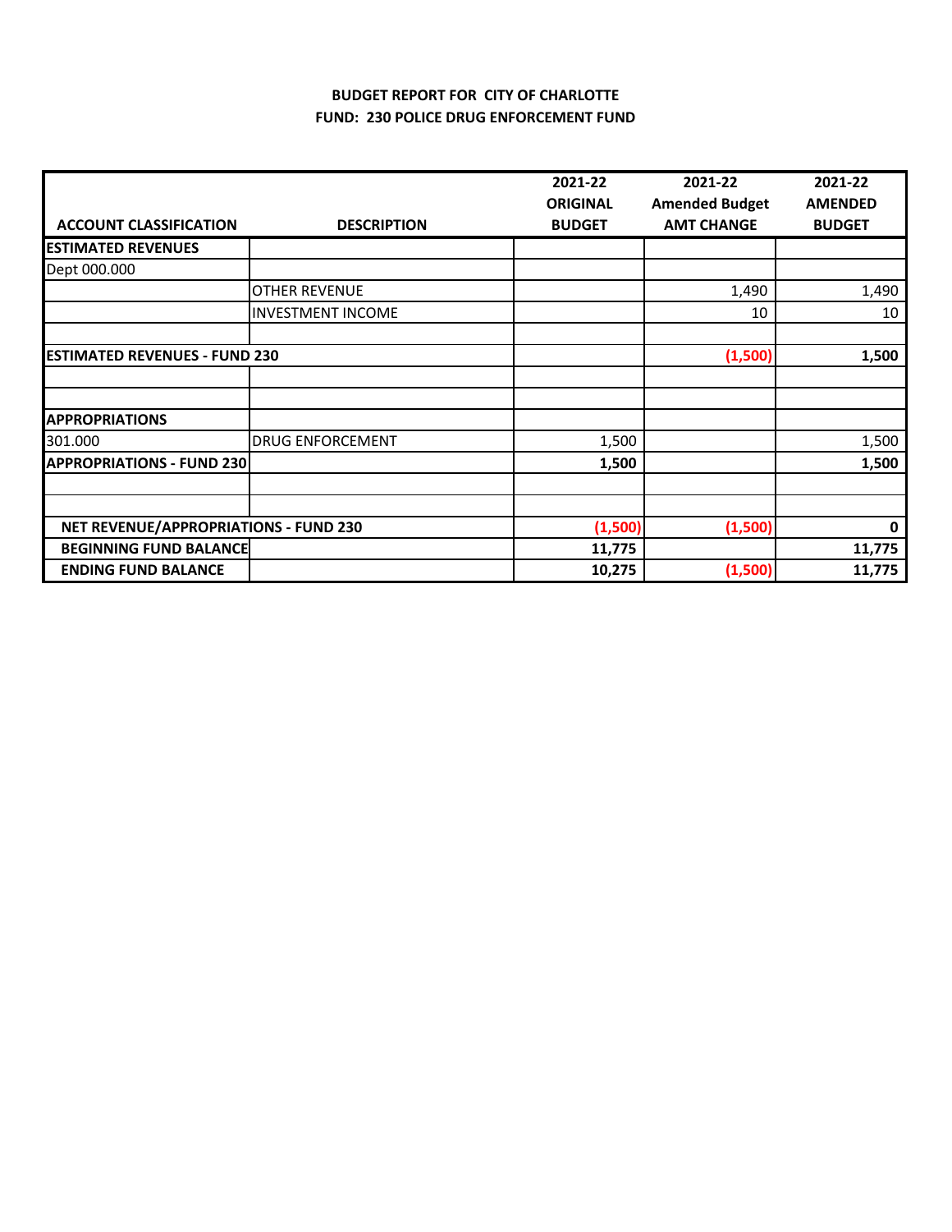**BUDGET REPORT FOR CITY OF CHARLOTTE**

**FUND: 230 POLICE DRUG ENFORCEMENT FUND**

| ACCOUNT CLASSIFICATION | DESCRIPTION | 2021-22 ORIGINAL BUDGET | 2021-22 Amended Budget AMT CHANGE | 2021-22 AMENDED BUDGET |
|---|---|---|---|---|
| **ESTIMATED REVENUES** | | | | |
| Dept 000.000 | | | | |
| | OTHER REVENUE | | 1,490 | 1,490 |
| | INVESTMENT INCOME | | 10 | 10 |
| | | | | |
| **ESTIMATED REVENUES - FUND 230** | | | **(1,500)** | **1,500** |
| | | | | |
| | | | | |
| **APPROPRIATIONS** | | | | |
| 301.000 | DRUG ENFORCEMENT | 1,500 | | 1,500 |
| **APPROPRIATIONS - FUND 230** | | **1,500** | | **1,500** |
| | | | | |
| | | | | |
| **NET REVENUE/APPROPRIATIONS - FUND 230** | | **(1,500)** | **(1,500)** | **0** |
| **BEGINNING FUND BALANCE** | | **11,775** | | **11,775** |
| **ENDING FUND BALANCE** | | **10,275** | **(1,500)** | **11,775** |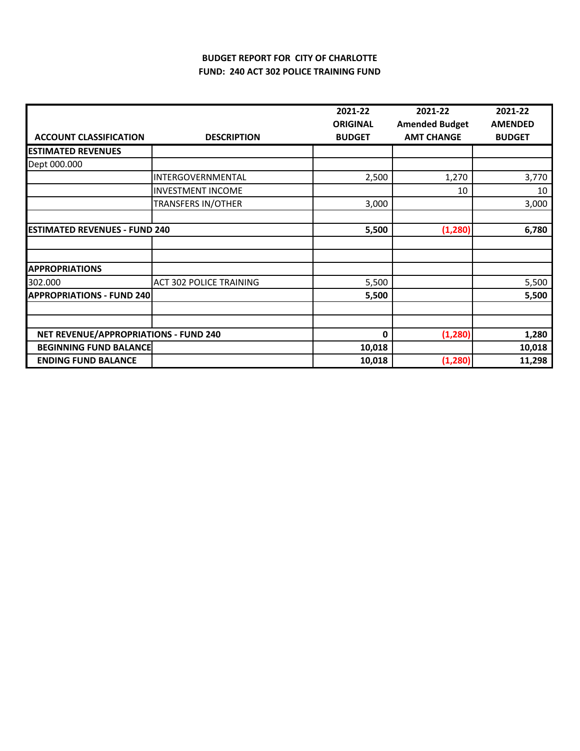**BUDGET REPORT FOR CITY OF CHARLOTTE**
**FUND: 240 ACT 302 POLICE TRAINING FUND**

| ACCOUNT CLASSIFICATION | DESCRIPTION | 2021-22 ORIGINAL BUDGET | 2021-22 Amended Budget AMT CHANGE | 2021-22 AMENDED BUDGET |
|---|---|---|---|---|
| **ESTIMATED REVENUES** | | | | |
| Dept 000.000 | | | | |
| | INTERGOVERNMENTAL | 2,500 | 1,270 | 3,770 |
| | INVESTMENT INCOME | | 10 | 10 |
| | TRANSFERS IN/OTHER | 3,000 | | 3,000 |
| | | | | |
| **ESTIMATED REVENUES - FUND 240** | | **5,500** | **(1,280)** | **6,780** |
| | | | | |
| | | | | |
| **APPROPRIATIONS** | | | | |
| 302.000 | ACT 302 POLICE TRAINING | 5,500 | | 5,500 |
| **APPROPRIATIONS - FUND 240** | | **5,500** | | **5,500** |
| | | | | |
| | | | | |
| **NET REVENUE/APPROPRIATIONS - FUND 240** | | **0** | **(1,280)** | **1,280** |
| **BEGINNING FUND BALANCE** | | **10,018** | | **10,018** |
| **ENDING FUND BALANCE** | | **10,018** | **(1,280)** | **11,298** |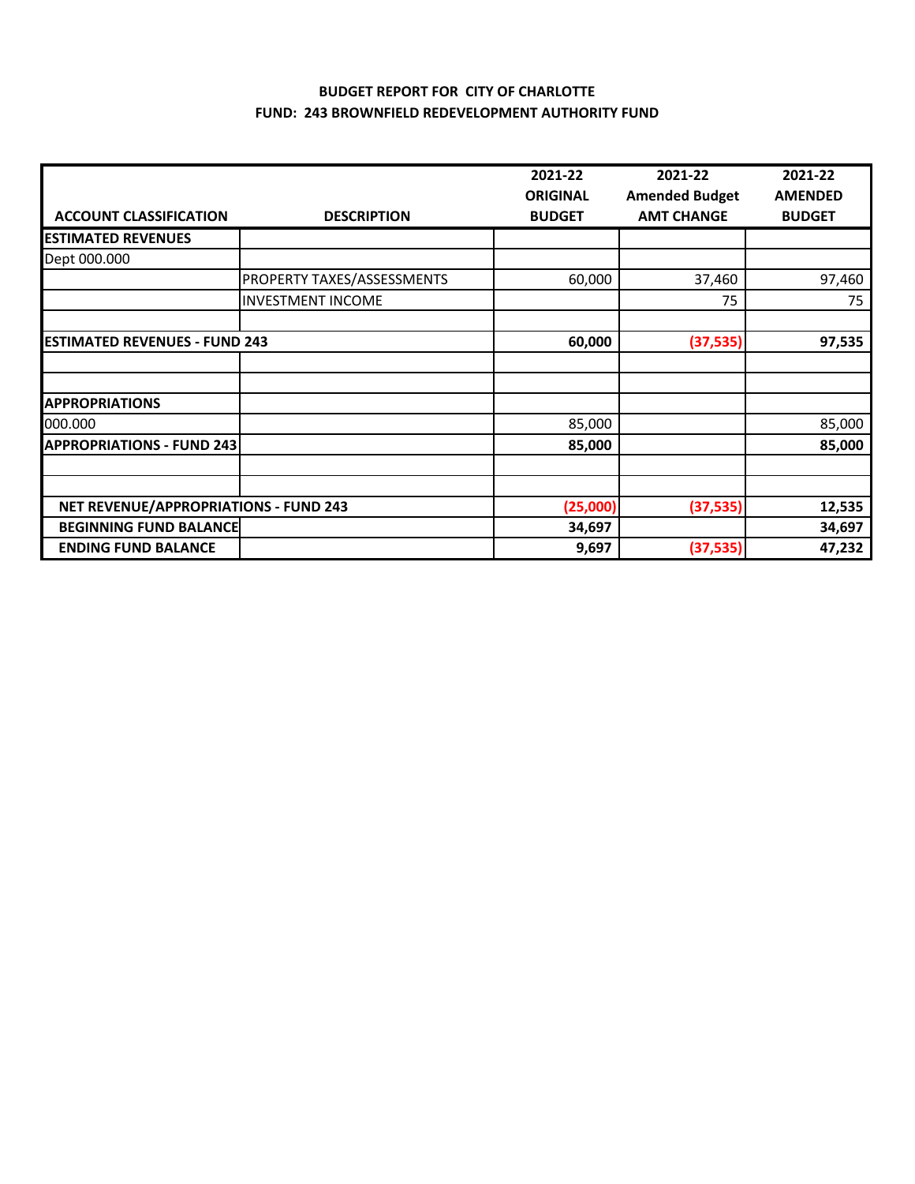**BUDGET REPORT FOR CITY OF CHARLOTTE**

**FUND: 243 BROWNFIELD REDEVELOPMENT AUTHORITY FUND**

| ACCOUNT CLASSIFICATION | DESCRIPTION | 2021-22 ORIGINAL BUDGET | 2021-22 Amended Budget AMT CHANGE | 2021-22 AMENDED BUDGET |
|---|---|---|---|---|
| **ESTIMATED REVENUES** | | | | |
| Dept 000.000 | | | | |
| | PROPERTY TAXES/ASSESSMENTS | 60,000 | 37,460 | 97,460 |
| | INVESTMENT INCOME | | 75 | 75 |
| | | | | |
| **ESTIMATED REVENUES - FUND 243** | | **60,000** | **(37,535)** | **97,535** |
| | | | | |
| | | | | |
| **APPROPRIATIONS** | | | | |
| 000.000 | | 85,000 | | 85,000 |
| **APPROPRIATIONS - FUND 243** | | **85,000** | | **85,000** |
| | | | | |
| | | | | |
| **NET REVENUE/APPROPRIATIONS - FUND 243** | | **(25,000)** | **(37,535)** | **12,535** |
| **BEGINNING FUND BALANCE** | | **34,697** | | **34,697** |
| **ENDING FUND BALANCE** | | **9,697** | **(37,535)** | **47,232** |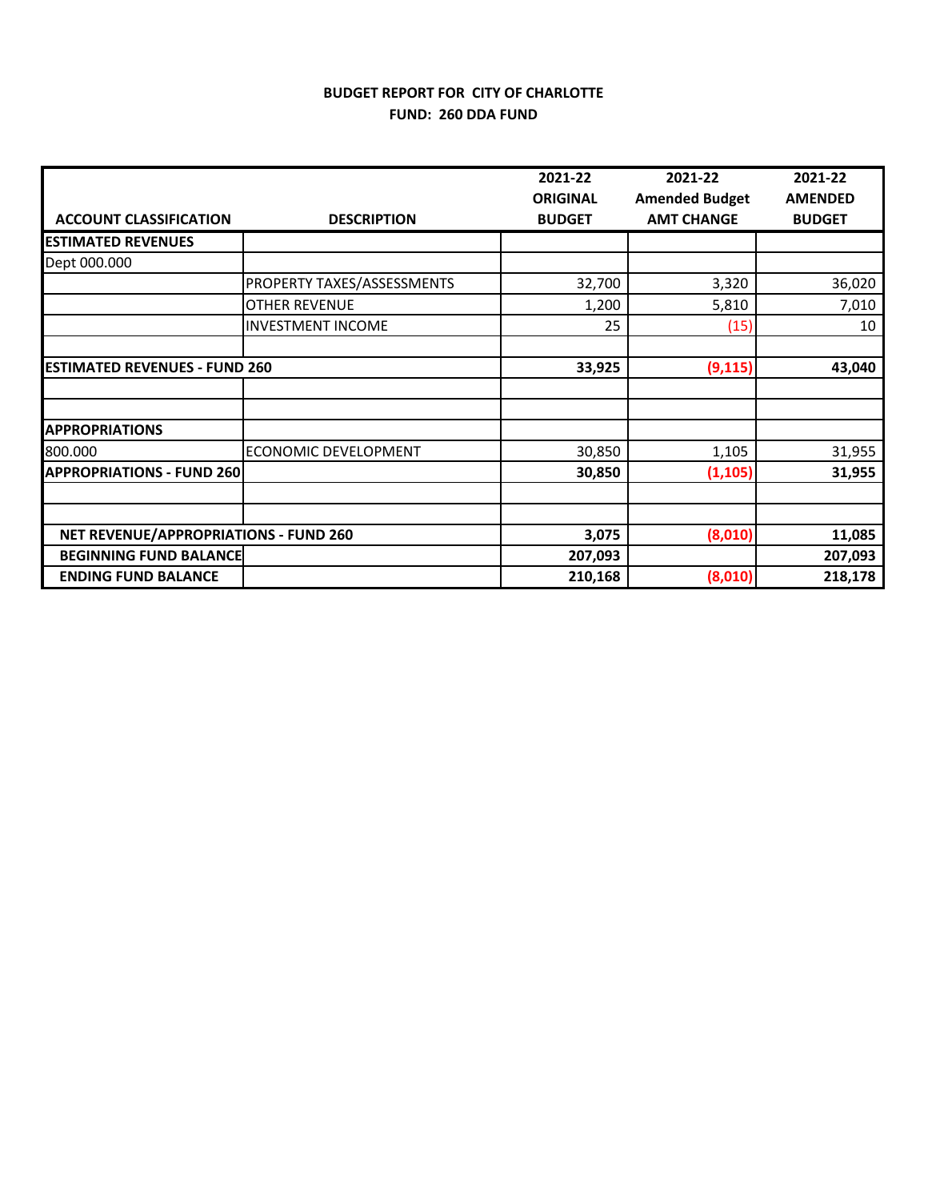**BUDGET REPORT FOR CITY OF CHARLOTTE**
**FUND: 260 DDA FUND**

| ACCOUNT CLASSIFICATION | DESCRIPTION | 2021-22 ORIGINAL BUDGET | 2021-22 Amended Budget AMT CHANGE | 2021-22 AMENDED BUDGET |
|---|---|---|---|---|
| **ESTIMATED REVENUES** | | | | |
| Dept 000.000 | | | | |
| | PROPERTY TAXES/ASSESSMENTS | 32,700 | 3,320 | 36,020 |
| | OTHER REVENUE | 1,200 | 5,810 | 7,010 |
| | INVESTMENT INCOME | 25 | (15) | 10 |
| | | | | |
| **ESTIMATED REVENUES - FUND 260** | | **33,925** | **(9,115)** | **43,040** |
| | | | | |
| | | | | |
| **APPROPRIATIONS** | | | | |
| 800.000 | ECONOMIC DEVELOPMENT | 30,850 | 1,105 | 31,955 |
| **APPROPRIATIONS - FUND 260** | | **30,850** | **(1,105)** | **31,955** |
| | | | | |
| | | | | |
| **NET REVENUE/APPROPRIATIONS - FUND 260** | | **3,075** | **(8,010)** | **11,085** |
| **BEGINNING FUND BALANCE** | | **207,093** | | **207,093** |
| **ENDING FUND BALANCE** | | **210,168** | **(8,010)** | **218,178** |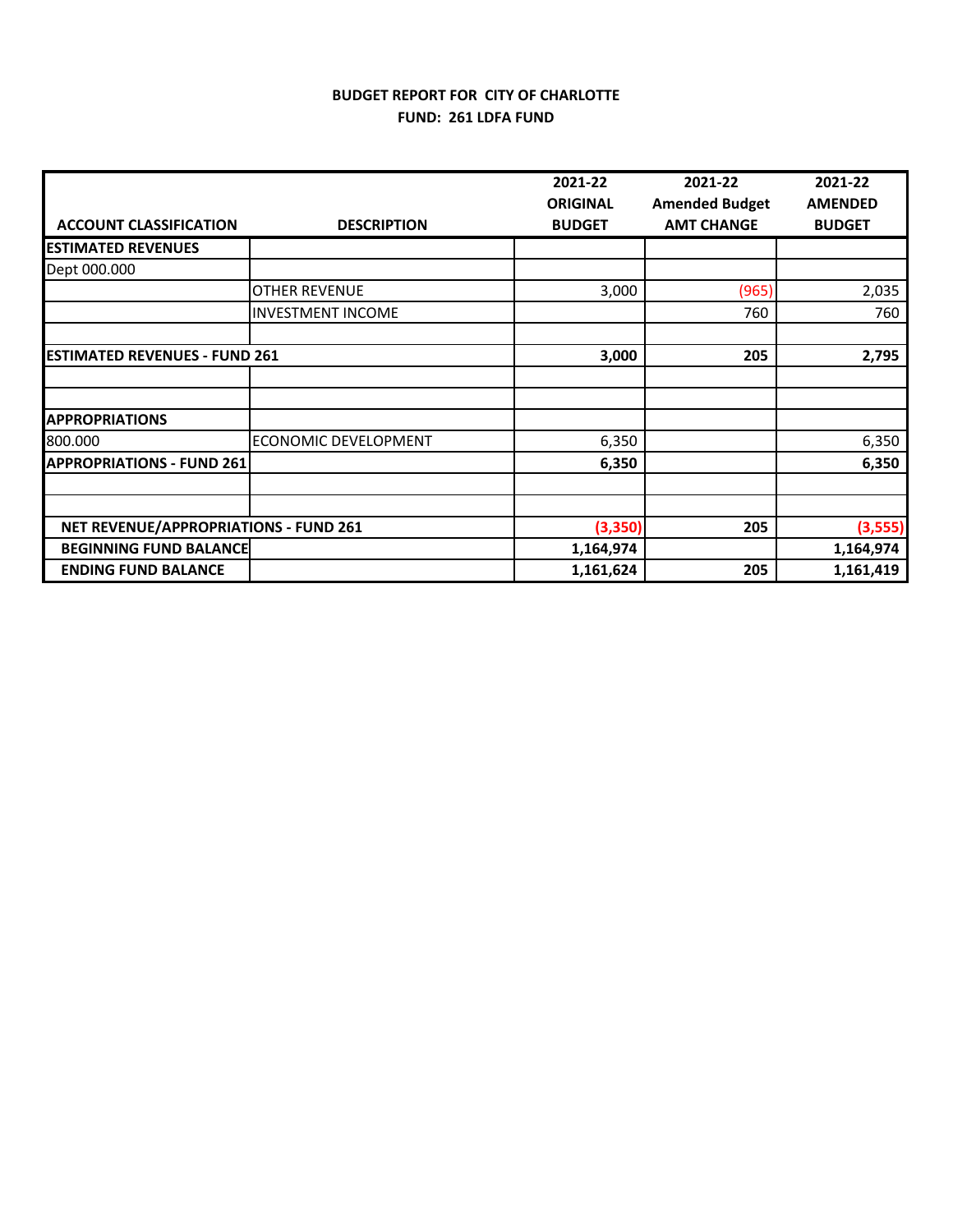**BUDGET REPORT FOR CITY OF CHARLOTTE**
**FUND: 261 LDFA FUND**

| ACCOUNT CLASSIFICATION | DESCRIPTION | 2021-22 ORIGINAL BUDGET | 2021-22 Amended Budget AMT CHANGE | 2021-22 AMENDED BUDGET |
|---|---|---|---|---|
| **ESTIMATED REVENUES** | | | | |
| Dept 000.000 | | | | |
| | OTHER REVENUE | 3,000 | (965) | 2,035 |
| | INVESTMENT INCOME | | 760 | 760 |
| | | | | |
| **ESTIMATED REVENUES - FUND 261** | | **3,000** | **205** | **2,795** |
| | | | | |
| | | | | |
| **APPROPRIATIONS** | | | | |
| 800.000 | ECONOMIC DEVELOPMENT | 6,350 | | 6,350 |
| **APPROPRIATIONS - FUND 261** | | **6,350** | | **6,350** |
| | | | | |
| | | | | |
| **NET REVENUE/APPROPRIATIONS - FUND 261** | | **(3,350)** | **205** | **(3,555)** |
| **BEGINNING FUND BALANCE** | | **1,164,974** | | **1,164,974** |
| **ENDING FUND BALANCE** | | **1,161,624** | **205** | **1,161,419** |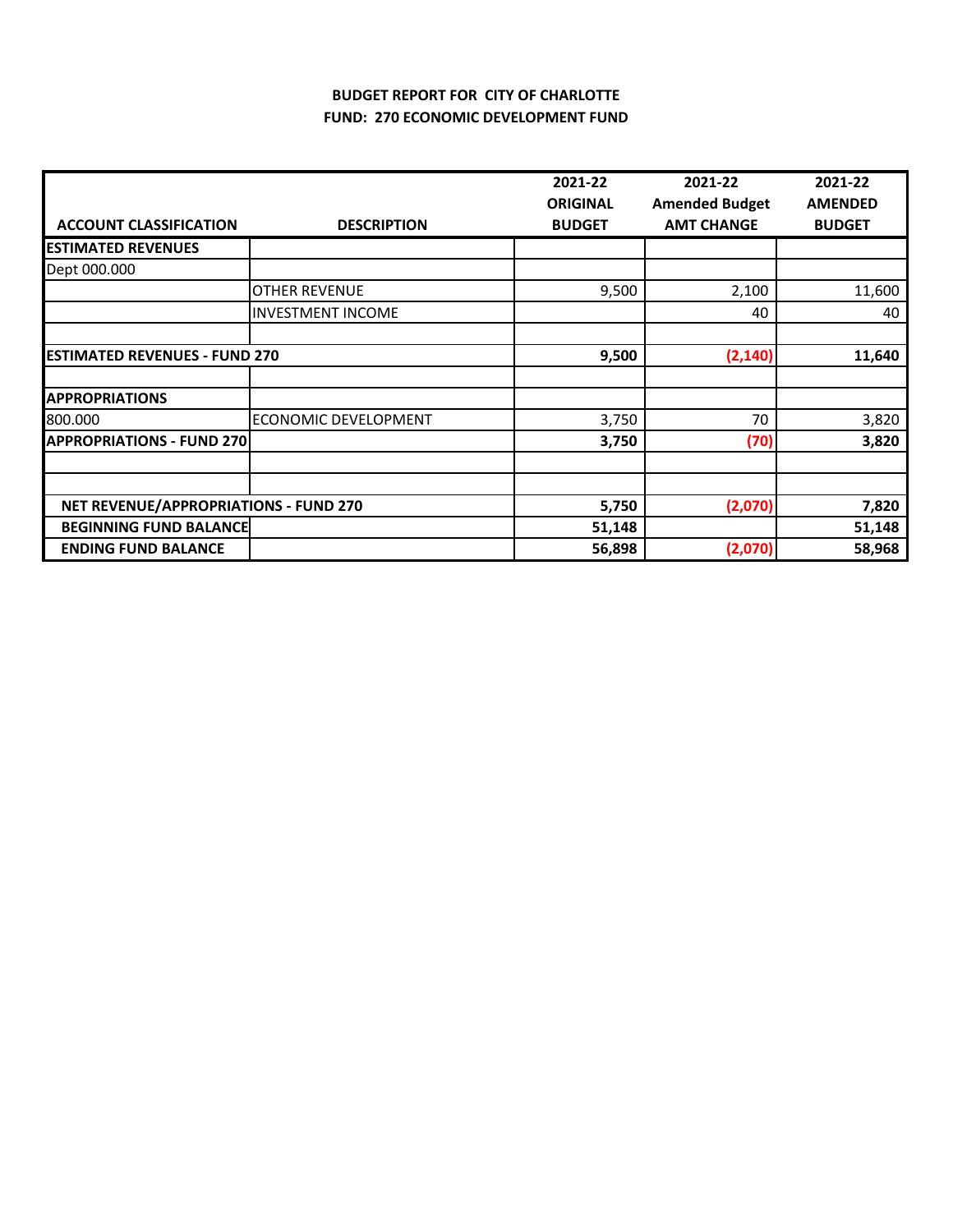**BUDGET REPORT FOR CITY OF CHARLOTTE**
**FUND: 270 ECONOMIC DEVELOPMENT FUND**

| ACCOUNT CLASSIFICATION | DESCRIPTION | 2021-22 ORIGINAL BUDGET | 2021-22 Amended Budget AMT CHANGE | 2021-22 AMENDED BUDGET |
|---|---|---|---|---|
| **ESTIMATED REVENUES** | | | | |
| Dept 000.000 | | | | |
| | OTHER REVENUE | 9,500 | 2,100 | 11,600 |
| | INVESTMENT INCOME | | 40 | 40 |
| | | | | |
| **ESTIMATED REVENUES - FUND 270** | | **9,500** | **(2,140)** | **11,640** |
| | | | | |
| **APPROPRIATIONS** | | | | |
| 800.000 | ECONOMIC DEVELOPMENT | 3,750 | 70 | 3,820 |
| **APPROPRIATIONS - FUND 270** | | **3,750** | **(70)** | **3,820** |
| | | | | |
| | | | | |
| **NET REVENUE/APPROPRIATIONS - FUND 270** | | **5,750** | **(2,070)** | **7,820** |
| **BEGINNING FUND BALANCE** | | **51,148** | | **51,148** |
| **ENDING FUND BALANCE** | | **56,898** | **(2,070)** | **58,968** |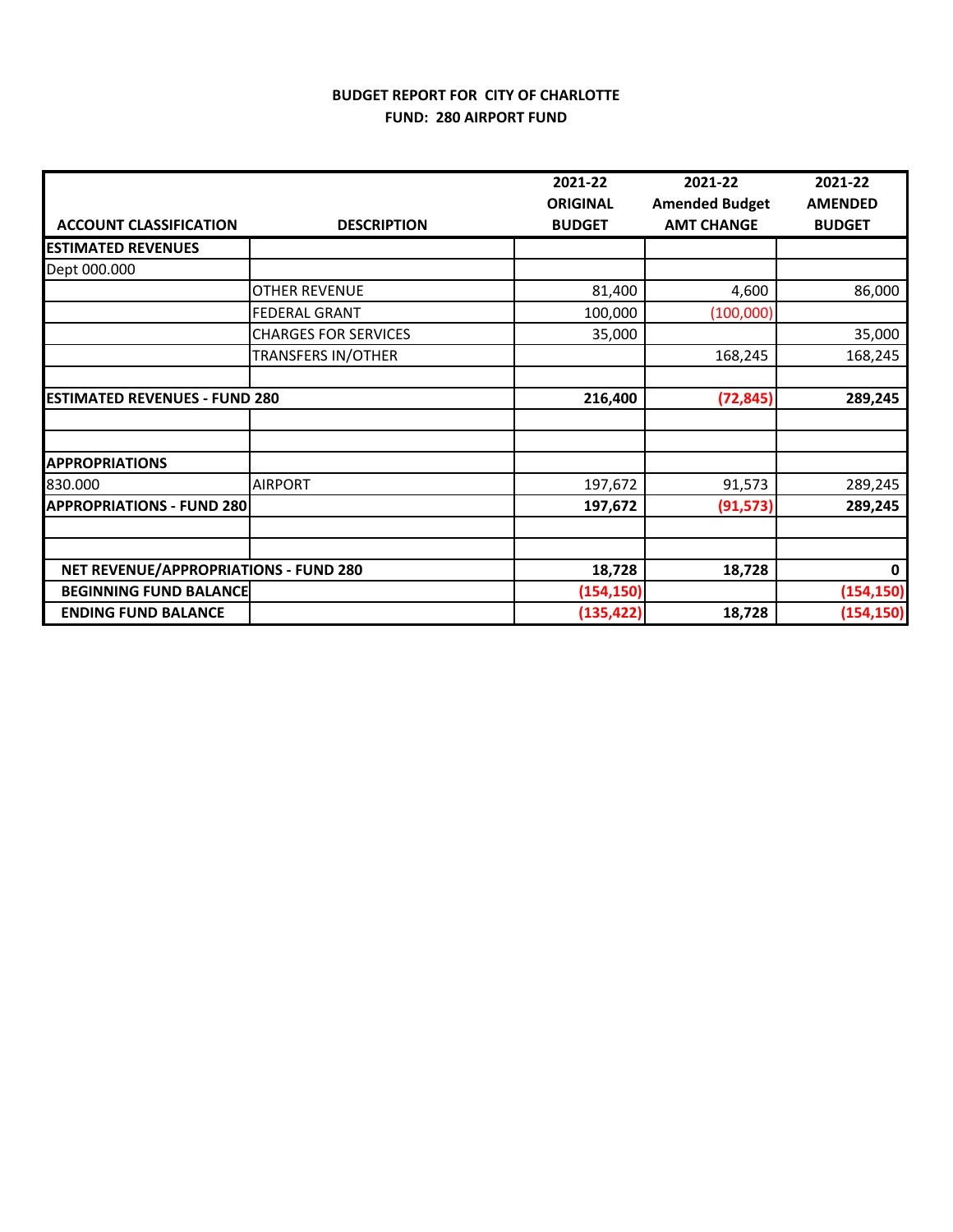**BUDGET REPORT FOR CITY OF CHARLOTTE**
**FUND: 280 AIRPORT FUND**

| ACCOUNT CLASSIFICATION | DESCRIPTION | 2021-22 ORIGINAL BUDGET | 2021-22 Amended Budget AMT CHANGE | 2021-22 AMENDED BUDGET |
|---|---|---|---|---|
| **ESTIMATED REVENUES** | | | | |
| Dept 000.000 | | | | |
| | OTHER REVENUE | 81,400 | 4,600 | 86,000 |
| | FEDERAL GRANT | 100,000 | (100,000) | |
| | CHARGES FOR SERVICES | 35,000 | | 35,000 |
| | TRANSFERS IN/OTHER | | 168,245 | 168,245 |
| | | | | |
| **ESTIMATED REVENUES - FUND 280** | | **216,400** | **(72,845)** | **289,245** |
| | | | | |
| | | | | |
| **APPROPRIATIONS** | | | | |
| 830.000 | AIRPORT | 197,672 | 91,573 | 289,245 |
| **APPROPRIATIONS - FUND 280** | | **197,672** | **(91,573)** | **289,245** |
| | | | | |
| | | | | |
| **NET REVENUE/APPROPRIATIONS - FUND 280** | | **18,728** | **18,728** | **0** |
| **BEGINNING FUND BALANCE** | | **(154,150)** | | **(154,150)** |
| **ENDING FUND BALANCE** | | **(135,422)** | **18,728** | **(154,150)** |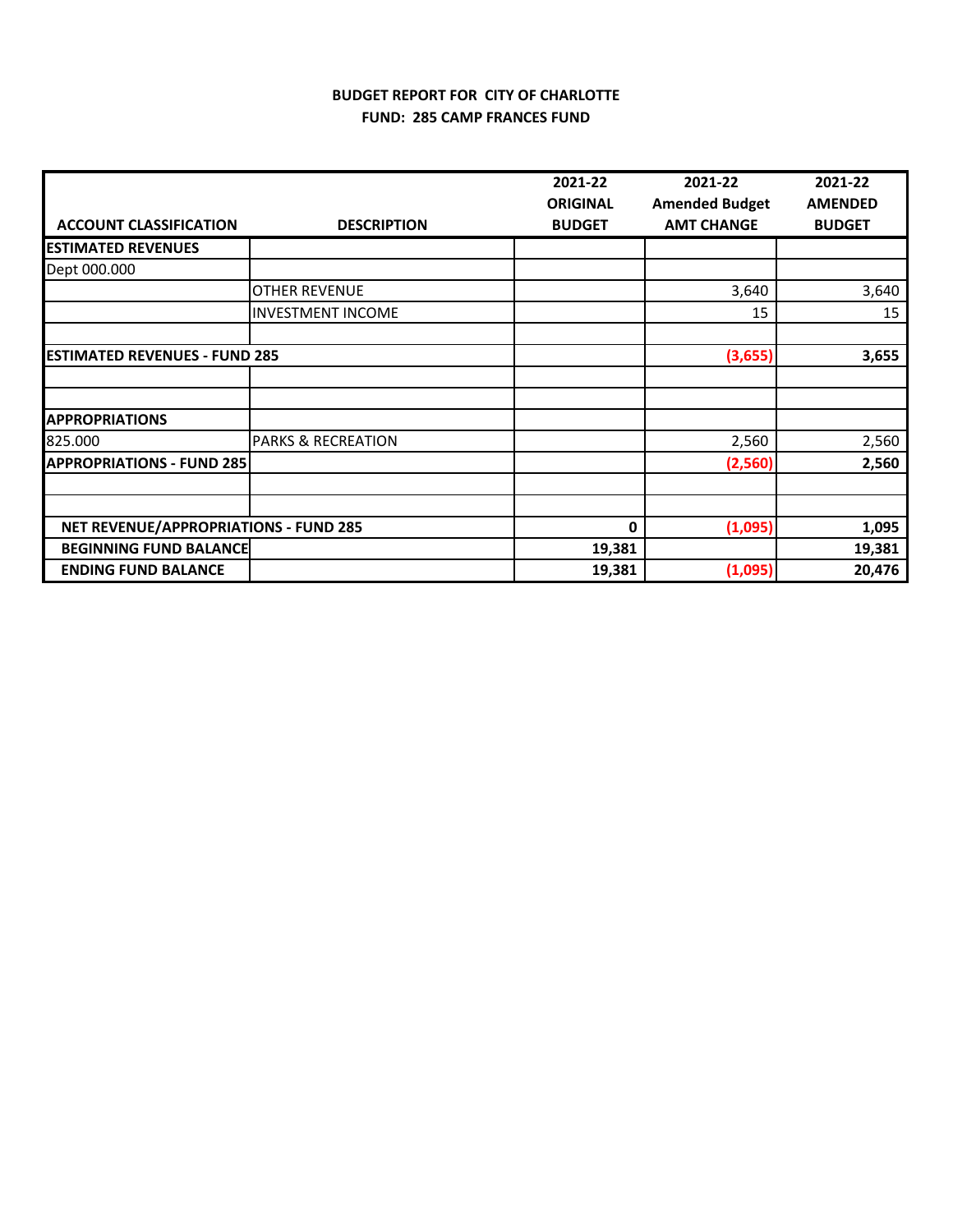**BUDGET REPORT FOR CITY OF CHARLOTTE**
**FUND: 285 CAMP FRANCES FUND**

| ACCOUNT CLASSIFICATION | DESCRIPTION | 2021-22 ORIGINAL BUDGET | 2021-22 Amended Budget AMT CHANGE | 2021-22 AMENDED BUDGET |
|---|---|---|---|---|
| **ESTIMATED REVENUES** | | | | |
| Dept 000.000 | | | | |
| | OTHER REVENUE | | 3,640 | 3,640 |
| | INVESTMENT INCOME | | 15 | 15 |
| | | | | |
| **ESTIMATED REVENUES - FUND 285** | | | **(3,655)** | **3,655** |
| | | | | |
| | | | | |
| **APPROPRIATIONS** | | | | |
| 825.000 | PARKS & RECREATION | | 2,560 | 2,560 |
| **APPROPRIATIONS - FUND 285** | | | **(2,560)** | **2,560** |
| | | | | |
| | | | | |
| **NET REVENUE/APPROPRIATIONS - FUND 285** | | **0** | **(1,095)** | **1,095** |
| **BEGINNING FUND BALANCE** | | **19,381** | | **19,381** |
| **ENDING FUND BALANCE** | | **19,381** | **(1,095)** | **20,476** |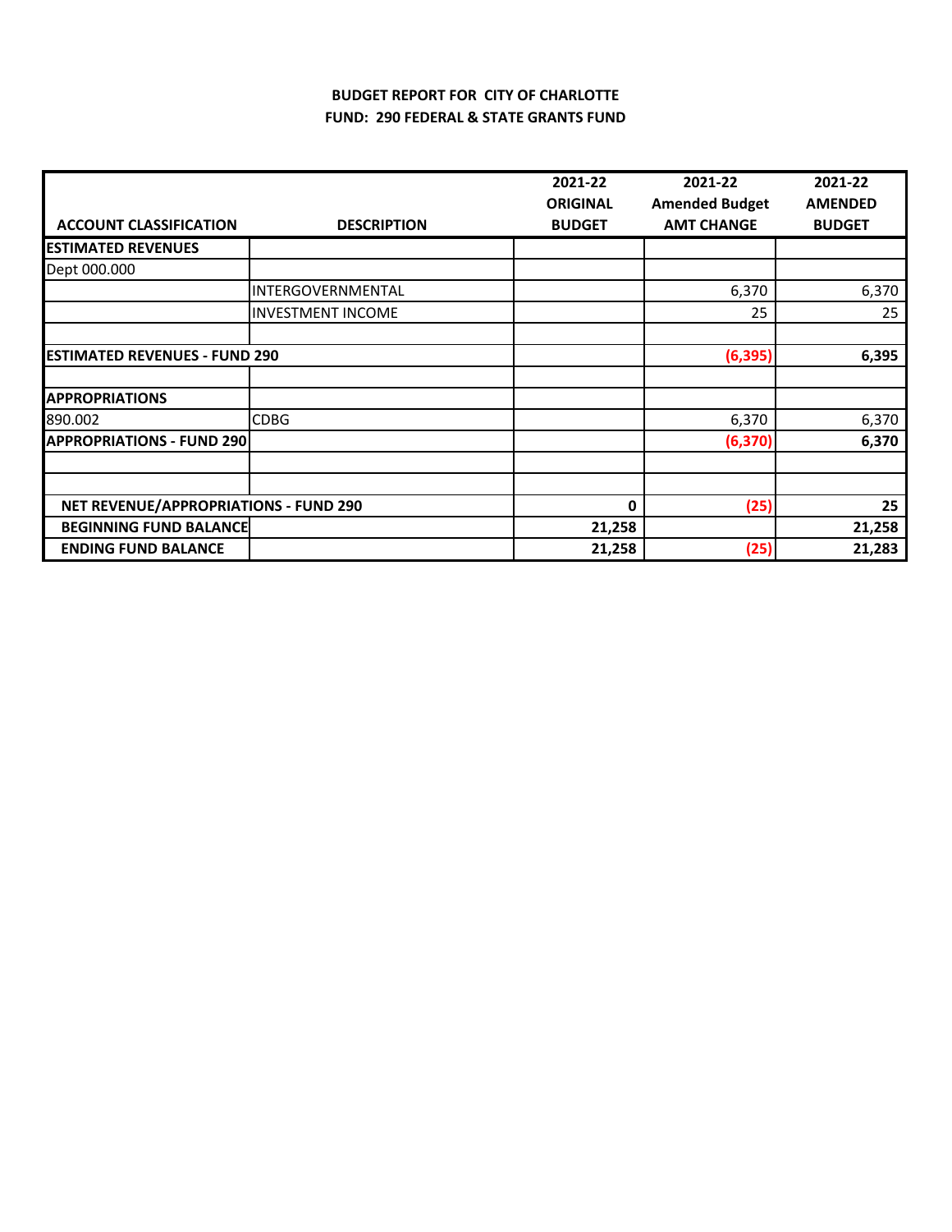**BUDGET REPORT FOR CITY OF CHARLOTTE**
**FUND: 290 FEDERAL & STATE GRANTS FUND**

| ACCOUNT CLASSIFICATION | DESCRIPTION | 2021-22 ORIGINAL BUDGET | 2021-22 Amended Budget AMT CHANGE | 2021-22 AMENDED BUDGET |
|---|---|---|---|---|
| **ESTIMATED REVENUES** | | | | |
| Dept 000.000 | | | | |
| | INTERGOVERNMENTAL | | 6,370 | 6,370 |
| | INVESTMENT INCOME | | 25 | 25 |
| | | | | |
| **ESTIMATED REVENUES - FUND 290** | | | **(6,395)** | **6,395** |
| | | | | |
| **APPROPRIATIONS** | | | | |
| 890.002 | CDBG | | 6,370 | 6,370 |
| **APPROPRIATIONS - FUND 290** | | | **(6,370)** | **6,370** |
| | | | | |
| | | | | |
| **NET REVENUE/APPROPRIATIONS - FUND 290** | | **0** | **(25)** | **25** |
| **BEGINNING FUND BALANCE** | | **21,258** | | **21,258** |
| **ENDING FUND BALANCE** | | **21,258** | **(25)** | **21,283** |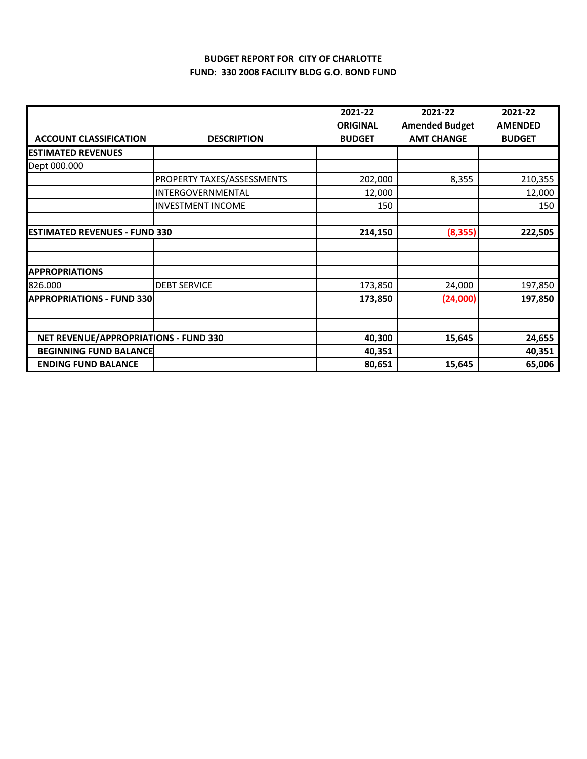**BUDGET REPORT FOR CITY OF CHARLOTTE**
**FUND: 330 2008 FACILITY BLDG G.O. BOND FUND**

| ACCOUNT CLASSIFICATION | DESCRIPTION | 2021-22 ORIGINAL BUDGET | 2021-22 Amended Budget AMT CHANGE | 2021-22 AMENDED BUDGET |
|---|---|---|---|---|
| **ESTIMATED REVENUES** | | | | |
| Dept 000.000 | | | | |
| | PROPERTY TAXES/ASSESSMENTS | 202,000 | 8,355 | 210,355 |
| | INTERGOVERNMENTAL | 12,000 | | 12,000 |
| | INVESTMENT INCOME | 150 | | 150 |
| | | | | |
| **ESTIMATED REVENUES - FUND 330** | | **214,150** | **(8,355)** | **222,505** |
| | | | | |
| | | | | |
| **APPROPRIATIONS** | | | | |
| 826.000 | DEBT SERVICE | 173,850 | 24,000 | 197,850 |
| **APPROPRIATIONS - FUND 330** | | **173,850** | **(24,000)** | **197,850** |
| | | | | |
| | | | | |
| **NET REVENUE/APPROPRIATIONS - FUND 330** | | **40,300** | **15,645** | **24,655** |
| **BEGINNING FUND BALANCE** | | **40,351** | | **40,351** |
| **ENDING FUND BALANCE** | | **80,651** | **15,645** | **65,006** |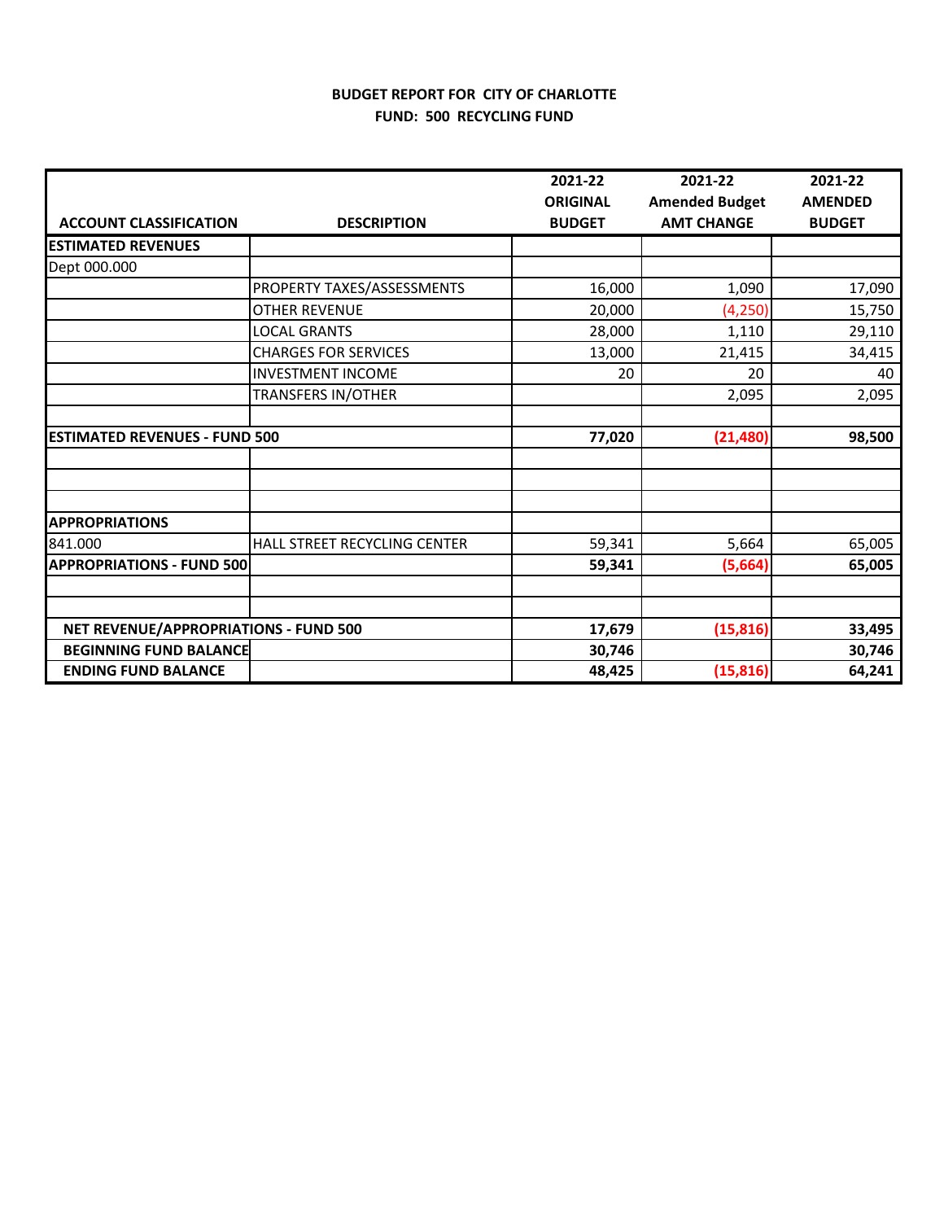**BUDGET REPORT FOR CITY OF CHARLOTTE**
**FUND: 500 RECYCLING FUND**

| ACCOUNT CLASSIFICATION | DESCRIPTION | 2021-22 ORIGINAL BUDGET | 2021-22 Amended Budget AMT CHANGE | 2021-22 AMENDED BUDGET |
|---|---|---|---|---|
| **ESTIMATED REVENUES** | | | | |
| Dept 000.000 | | | | |
| | PROPERTY TAXES/ASSESSMENTS | 16,000 | 1,090 | 17,090 |
| | OTHER REVENUE | 20,000 | (4,250) | 15,750 |
| | LOCAL GRANTS | 28,000 | 1,110 | 29,110 |
| | CHARGES FOR SERVICES | 13,000 | 21,415 | 34,415 |
| | INVESTMENT INCOME | 20 | 20 | 40 |
| | TRANSFERS IN/OTHER | | 2,095 | 2,095 |
| | | | | |
| **ESTIMATED REVENUES - FUND 500** | | **77,020** | **(21,480)** | **98,500** |
| | | | | |
| | | | | |
| | | | | |
| **APPROPRIATIONS** | | | | |
| 841.000 | HALL STREET RECYCLING CENTER | 59,341 | 5,664 | 65,005 |
| **APPROPRIATIONS - FUND 500** | | **59,341** | **(5,664)** | **65,005** |
| | | | | |
| | | | | |
| **NET REVENUE/APPROPRIATIONS - FUND 500** | | **17,679** | **(15,816)** | **33,495** |
| **BEGINNING FUND BALANCE** | | **30,746** | | **30,746** |
| **ENDING FUND BALANCE** | | **48,425** | **(15,816)** | **64,241** |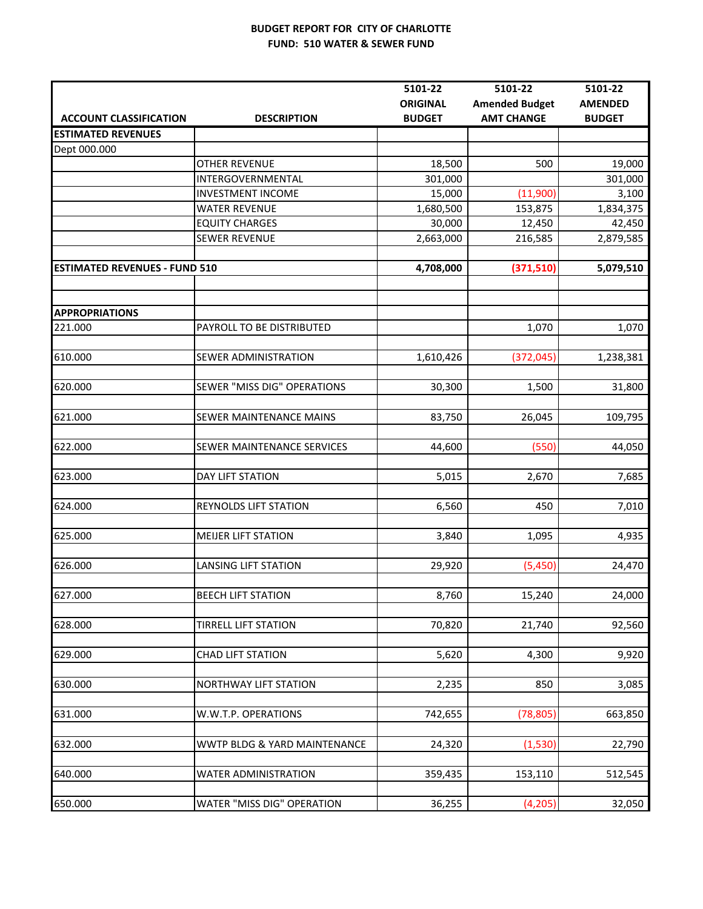**BUDGET REPORT FOR CITY OF CHARLOTTE**
**FUND: 510 WATER & SEWER FUND**

| ACCOUNT CLASSIFICATION | DESCRIPTION | 5101-22 ORIGINAL BUDGET | 5101-22 Amended Budget AMT CHANGE | 5101-22 AMENDED BUDGET |
|---|---|---|---|---|
| **ESTIMATED REVENUES** | | | | |
| Dept 000.000 | | | | |
| | OTHER REVENUE | 18,500 | 500 | 19,000 |
| | INTERGOVERNMENTAL | 301,000 | | 301,000 |
| | INVESTMENT INCOME | 15,000 | (11,900) | 3,100 |
| | WATER REVENUE | 1,680,500 | 153,875 | 1,834,375 |
| | EQUITY CHARGES | 30,000 | 12,450 | 42,450 |
| | SEWER REVENUE | 2,663,000 | 216,585 | 2,879,585 |
| **ESTIMATED REVENUES - FUND 510** | | **4,708,000** | **(371,510)** | **5,079,510** |
| **APPROPRIATIONS** | | | | |
| 221.000 | PAYROLL TO BE DISTRIBUTED | | 1,070 | 1,070 |
| 610.000 | SEWER ADMINISTRATION | 1,610,426 | (372,045) | 1,238,381 |
| 620.000 | SEWER "MISS DIG" OPERATIONS | 30,300 | 1,500 | 31,800 |
| 621.000 | SEWER MAINTENANCE MAINS | 83,750 | 26,045 | 109,795 |
| 622.000 | SEWER MAINTENANCE SERVICES | 44,600 | (550) | 44,050 |
| 623.000 | DAY LIFT STATION | 5,015 | 2,670 | 7,685 |
| 624.000 | REYNOLDS LIFT STATION | 6,560 | 450 | 7,010 |
| 625.000 | MEIJER LIFT STATION | 3,840 | 1,095 | 4,935 |
| 626.000 | LANSING LIFT STATION | 29,920 | (5,450) | 24,470 |
| 627.000 | BEECH LIFT STATION | 8,760 | 15,240 | 24,000 |
| 628.000 | TIRRELL LIFT STATION | 70,820 | 21,740 | 92,560 |
| 629.000 | CHAD LIFT STATION | 5,620 | 4,300 | 9,920 |
| 630.000 | NORTHWAY LIFT STATION | 2,235 | 850 | 3,085 |
| 631.000 | W.W.T.P. OPERATIONS | 742,655 | (78,805) | 663,850 |
| 632.000 | WWTP BLDG & YARD MAINTENANCE | 24,320 | (1,530) | 22,790 |
| 640.000 | WATER ADMINISTRATION | 359,435 | 153,110 | 512,545 |
| 650.000 | WATER "MISS DIG" OPERATION | 36,255 | (4,205) | 32,050 |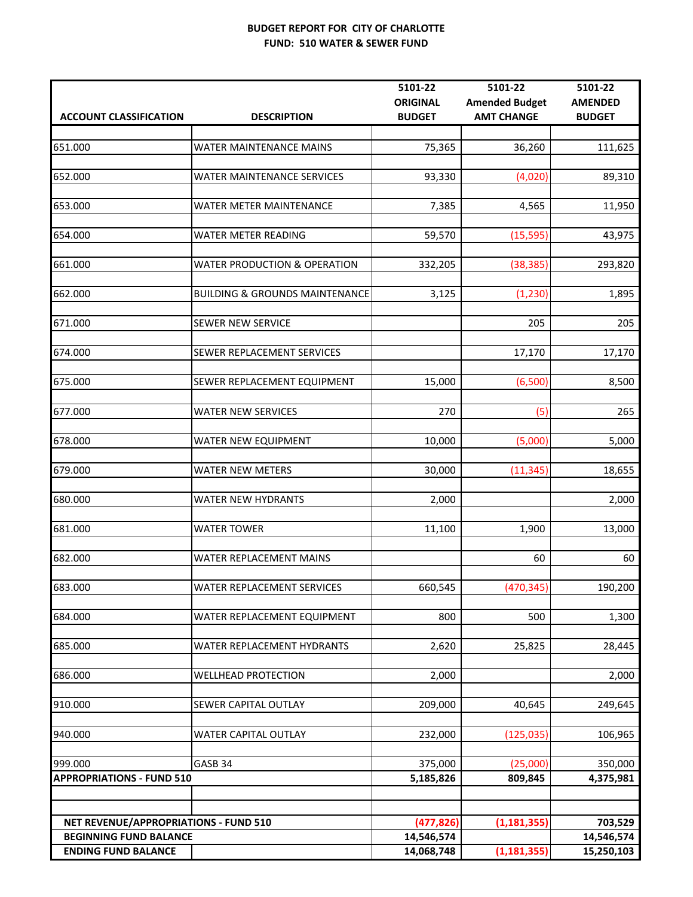**BUDGET REPORT FOR CITY OF CHARLOTTE**
**FUND: 510 WATER & SEWER FUND**

| ACCOUNT CLASSIFICATION | DESCRIPTION | 5101-22 ORIGINAL BUDGET | 5101-22 Amended Budget AMT CHANGE | 5101-22 AMENDED BUDGET |
|---|---|---|---|---|
| 651.000 | WATER MAINTENANCE MAINS | 75,365 | 36,260 | 111,625 |
| 652.000 | WATER MAINTENANCE SERVICES | 93,330 | (4,020) | 89,310 |
| 653.000 | WATER METER MAINTENANCE | 7,385 | 4,565 | 11,950 |
| 654.000 | WATER METER READING | 59,570 | (15,595) | 43,975 |
| 661.000 | WATER PRODUCTION & OPERATION | 332,205 | (38,385) | 293,820 |
| 662.000 | BUILDING & GROUNDS MAINTENANCE | 3,125 | (1,230) | 1,895 |
| 671.000 | SEWER NEW SERVICE | | 205 | 205 |
| 674.000 | SEWER REPLACEMENT SERVICES | | 17,170 | 17,170 |
| 675.000 | SEWER REPLACEMENT EQUIPMENT | 15,000 | (6,500) | 8,500 |
| 677.000 | WATER NEW SERVICES | 270 | (5) | 265 |
| 678.000 | WATER NEW EQUIPMENT | 10,000 | (5,000) | 5,000 |
| 679.000 | WATER NEW METERS | 30,000 | (11,345) | 18,655 |
| 680.000 | WATER NEW HYDRANTS | 2,000 | | 2,000 |
| 681.000 | WATER TOWER | 11,100 | 1,900 | 13,000 |
| 682.000 | WATER REPLACEMENT MAINS | | 60 | 60 |
| 683.000 | WATER REPLACEMENT SERVICES | 660,545 | (470,345) | 190,200 |
| 684.000 | WATER REPLACEMENT EQUIPMENT | 800 | 500 | 1,300 |
| 685.000 | WATER REPLACEMENT HYDRANTS | 2,620 | 25,825 | 28,445 |
| 686.000 | WELLHEAD PROTECTION | 2,000 | | 2,000 |
| 910.000 | SEWER CAPITAL OUTLAY | 209,000 | 40,645 | 249,645 |
| 940.000 | WATER CAPITAL OUTLAY | 232,000 | (125,035) | 106,965 |
| 999.000 | GASB 34 | 375,000 | (25,000) | 350,000 |
| **APPROPRIATIONS - FUND 510** | | **5,185,826** | **809,845** | **4,375,981** |
| | | | | |
| **NET REVENUE/APPROPRIATIONS - FUND 510** | | **(477,826)** | **(1,181,355)** | **703,529** |
| **BEGINNING FUND BALANCE** | | **14,546,574** | | **14,546,574** |
| **ENDING FUND BALANCE** | | **14,068,748** | **(1,181,355)** | **15,250,103** |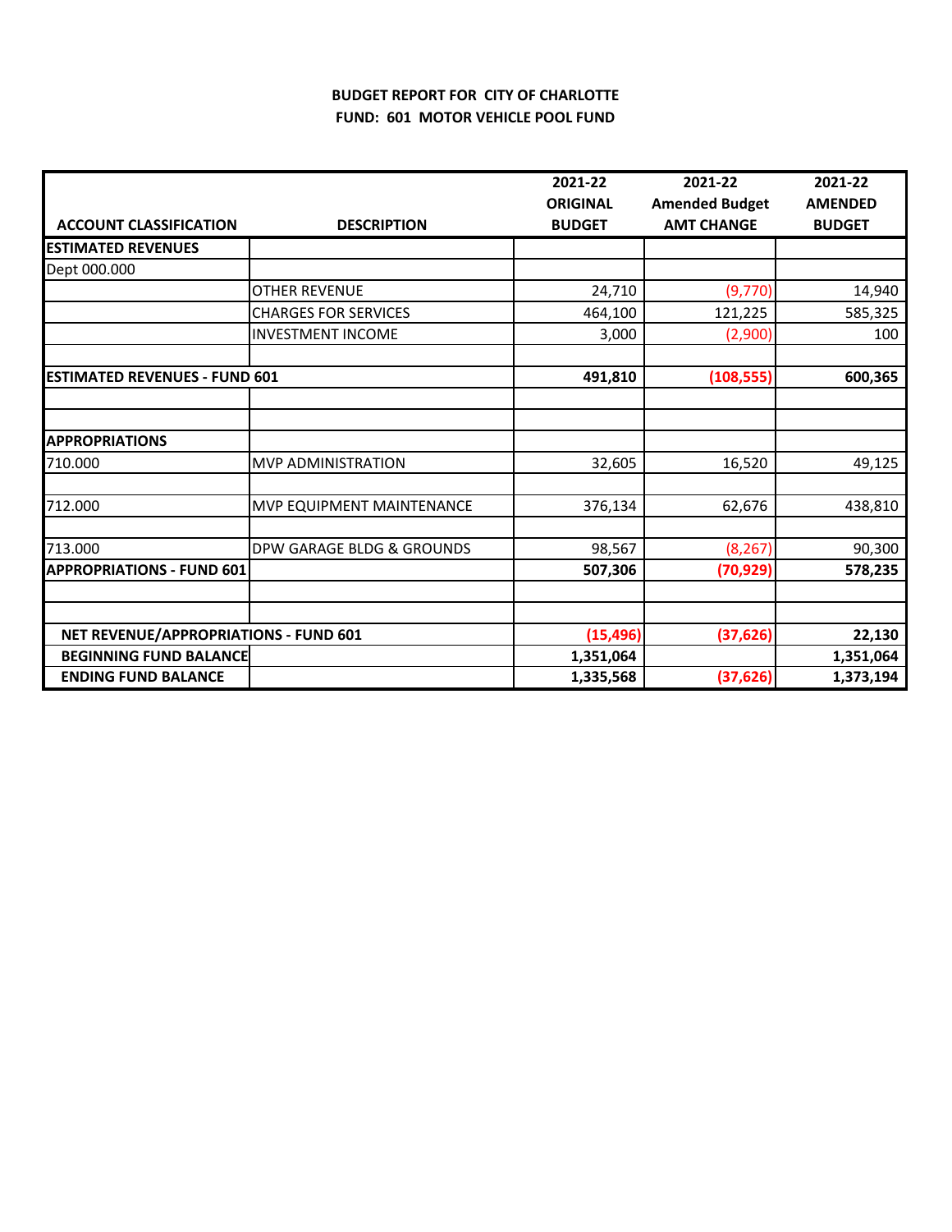**BUDGET REPORT FOR CITY OF CHARLOTTE**
**FUND: 601 MOTOR VEHICLE POOL FUND**

| ACCOUNT CLASSIFICATION | DESCRIPTION | 2021-22 ORIGINAL BUDGET | 2021-22 Amended Budget AMT CHANGE | 2021-22 AMENDED BUDGET |
|---|---|---|---|---|
| **ESTIMATED REVENUES** | | | | |
| Dept 000.000 | | | | |
| | OTHER REVENUE | 24,710 | (9,770) | 14,940 |
| | CHARGES FOR SERVICES | 464,100 | 121,225 | 585,325 |
| | INVESTMENT INCOME | 3,000 | (2,900) | 100 |
| | | | | |
| **ESTIMATED REVENUES - FUND 601** | | **491,810** | **(108,555)** | **600,365** |
| | | | | |
| | | | | |
| **APPROPRIATIONS** | | | | |
| 710.000 | MVP ADMINISTRATION | 32,605 | 16,520 | 49,125 |
| | | | | |
| 712.000 | MVP EQUIPMENT MAINTENANCE | 376,134 | 62,676 | 438,810 |
| | | | | |
| 713.000 | DPW GARAGE BLDG & GROUNDS | 98,567 | (8,267) | 90,300 |
| **APPROPRIATIONS - FUND 601** | | **507,306** | **(70,929)** | **578,235** |
| | | | | |
| | | | | |
| **NET REVENUE/APPROPRIATIONS - FUND 601** | | **(15,496)** | **(37,626)** | **22,130** |
| **BEGINNING FUND BALANCE** | | **1,351,064** | | **1,351,064** |
| **ENDING FUND BALANCE** | | **1,335,568** | **(37,626)** | **1,373,194** |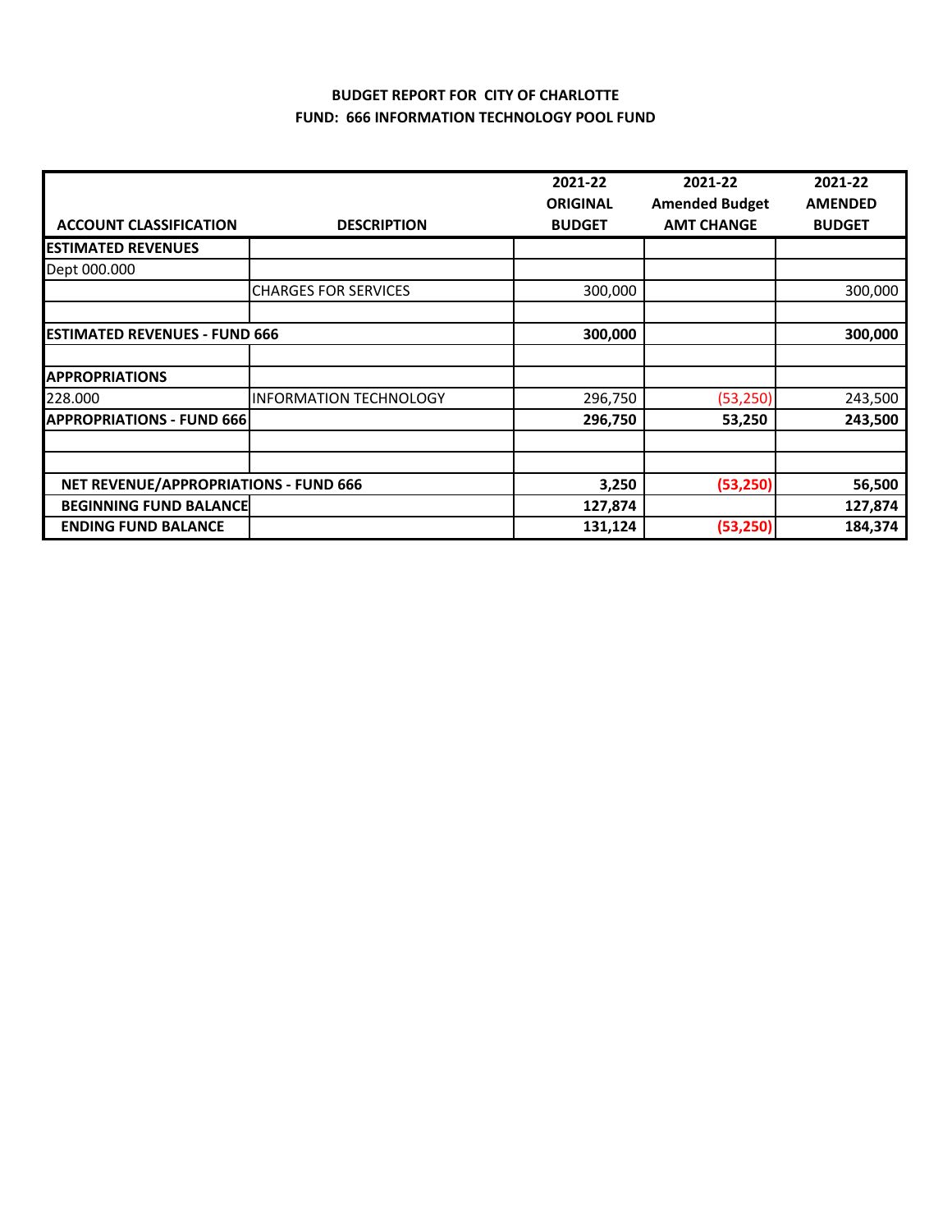**BUDGET REPORT FOR CITY OF CHARLOTTE**
**FUND: 666 INFORMATION TECHNOLOGY POOL FUND**

| ACCOUNT CLASSIFICATION | DESCRIPTION | 2021-22 ORIGINAL BUDGET | 2021-22 Amended Budget AMT CHANGE | 2021-22 AMENDED BUDGET |
|---|---|---|---|---|
| **ESTIMATED REVENUES** | | | | |
| Dept 000.000 | | | | |
| | CHARGES FOR SERVICES | 300,000 | | 300,000 |
| | | | | |
| **ESTIMATED REVENUES - FUND 666** | | **300,000** | | **300,000** |
| | | | | |
| **APPROPRIATIONS** | | | | |
| 228.000 | INFORMATION TECHNOLOGY | 296,750 | (53,250) | 243,500 |
| **APPROPRIATIONS - FUND 666** | | **296,750** | **53,250** | **243,500** |
| | | | | |
| | | | | |
| **NET REVENUE/APPROPRIATIONS - FUND 666** | | **3,250** | **(53,250)** | **56,500** |
| **BEGINNING FUND BALANCE** | | **127,874** | | **127,874** |
| **ENDING FUND BALANCE** | | **131,124** | **(53,250)** | **184,374** |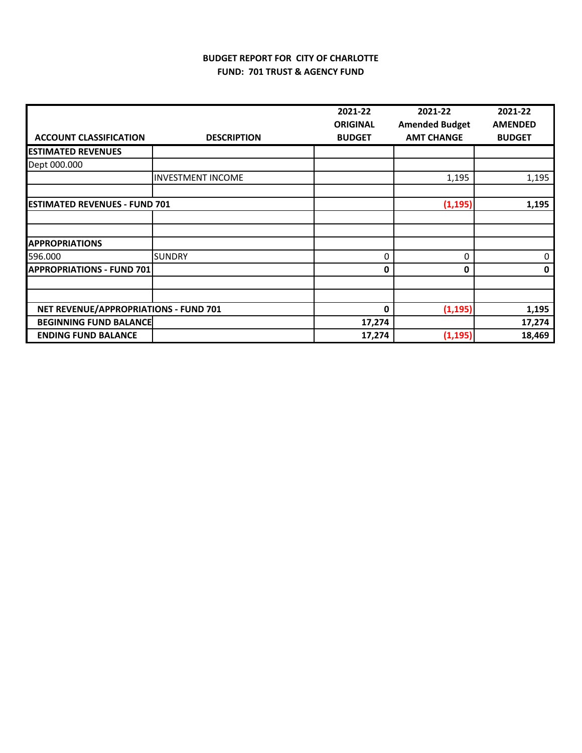**BUDGET REPORT FOR CITY OF CHARLOTTE**
**FUND: 701 TRUST & AGENCY FUND**

| ACCOUNT CLASSIFICATION | DESCRIPTION | 2021-22 ORIGINAL BUDGET | 2021-22 Amended Budget AMT CHANGE | 2021-22 AMENDED BUDGET |
|---|---|---|---|---|
| **ESTIMATED REVENUES** | | | | |
| Dept 000.000 | | | | |
| | INVESTMENT INCOME | | 1,195 | 1,195 |
| | | | | |
| **ESTIMATED REVENUES - FUND 701** | | | **(1,195)** | **1,195** |
| | | | | |
| | | | | |
| **APPROPRIATIONS** | | | | |
| 596.000 | SUNDRY | 0 | 0 | 0 |
| **APPROPRIATIONS - FUND 701** | | **0** | **0** | **0** |
| | | | | |
| | | | | |
| **NET REVENUE/APPROPRIATIONS - FUND 701** | | **0** | **(1,195)** | **1,195** |
| **BEGINNING FUND BALANCE** | | **17,274** | | **17,274** |
| **ENDING FUND BALANCE** | | **17,274** | **(1,195)** | **18,469** |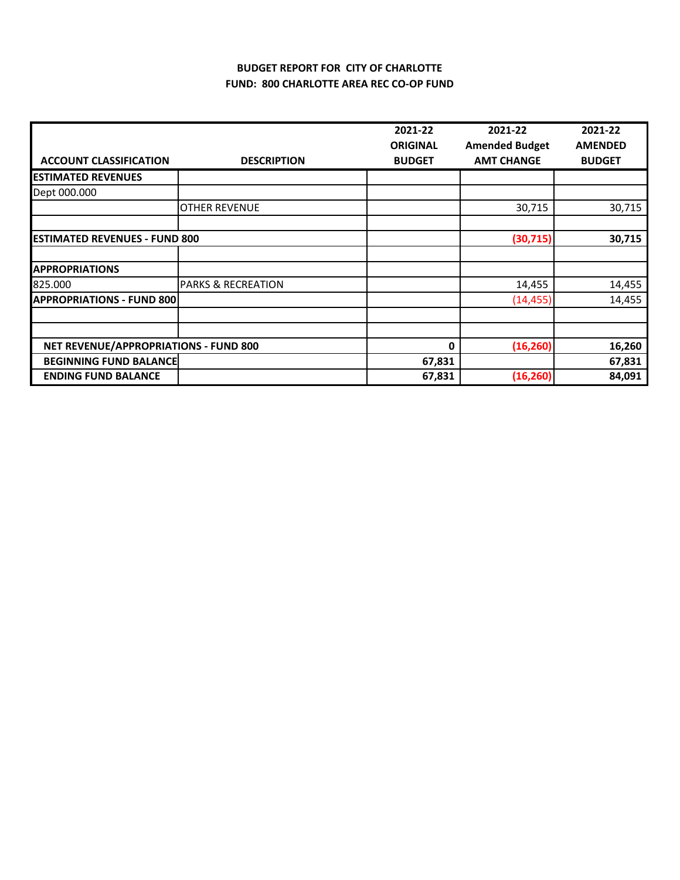**BUDGET REPORT FOR CITY OF CHARLOTTE**
**FUND: 800 CHARLOTTE AREA REC CO-OP FUND**

| ACCOUNT CLASSIFICATION | DESCRIPTION | 2021-22 ORIGINAL BUDGET | 2021-22 Amended Budget AMT CHANGE | 2021-22 AMENDED BUDGET |
|---|---|---|---|---|
| **ESTIMATED REVENUES** | | | | |
| Dept 000.000 | | | | |
| | OTHER REVENUE | | 30,715 | 30,715 |
| | | | | |
| **ESTIMATED REVENUES - FUND 800** | | | **(30,715)** | **30,715** |
| | | | | |
| **APPROPRIATIONS** | | | | |
| 825.000 | PARKS & RECREATION | | 14,455 | 14,455 |
| **APPROPRIATIONS - FUND 800** | | | (14,455) | 14,455 |
| | | | | |
| | | | | |
| **NET REVENUE/APPROPRIATIONS - FUND 800** | | **0** | **(16,260)** | **16,260** |
| **BEGINNING FUND BALANCE** | | **67,831** | | **67,831** |
| **ENDING FUND BALANCE** | | **67,831** | **(16,260)** | **84,091** |